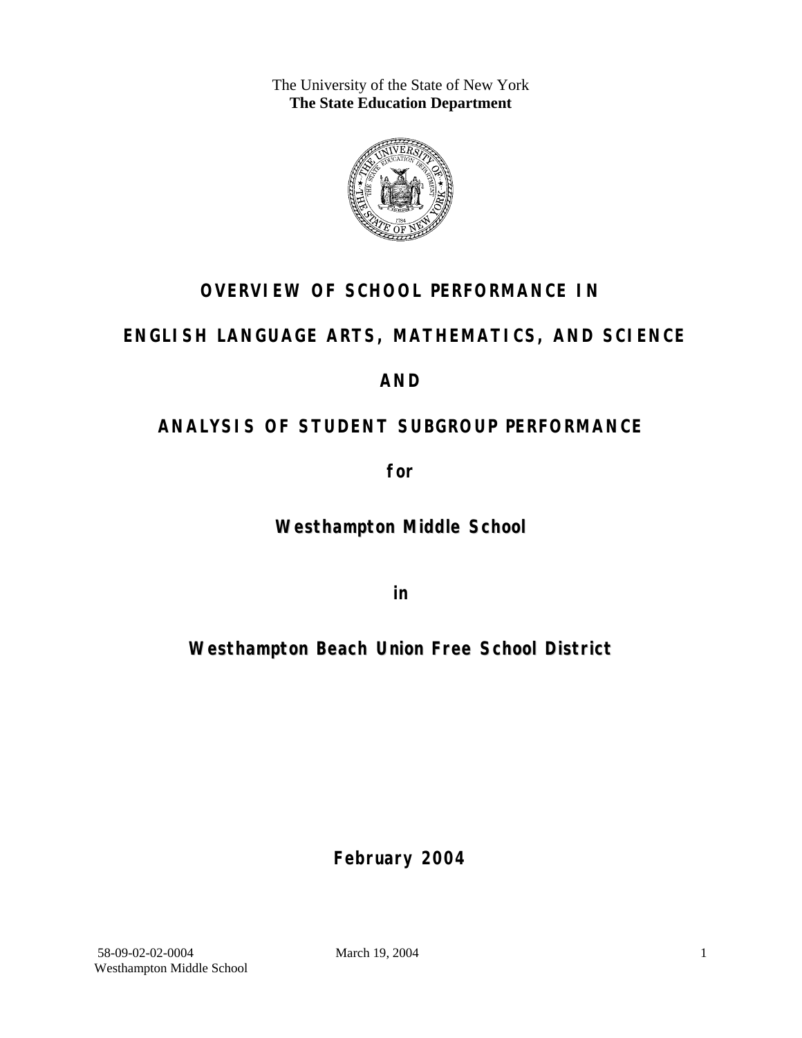The University of the State of New York
**The State Education Department**

# OVERVIEW OF SCHOOL PERFORMANCE IN

# ENGLISH LANGUAGE ARTS, MATHEMATICS, AND SCIENCE

# AND

# ANALYSIS OF STUDENT SUBGROUP PERFORMANCE

**for**

## Westhampton Middle School

**in**

## Westhampton Beach Union Free School District

**February 2004**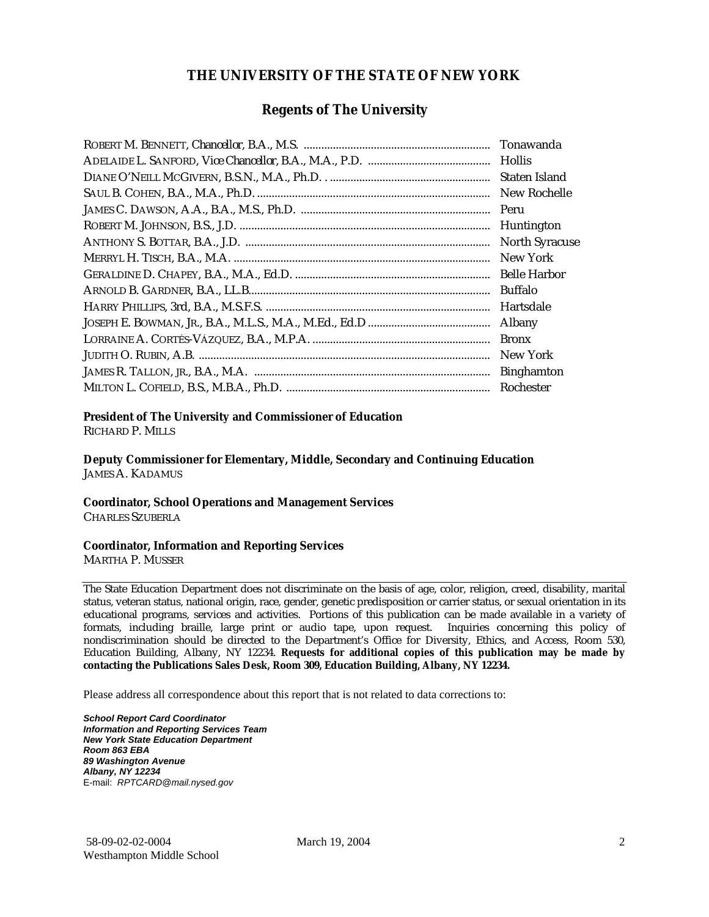# THE UNIVERSITY OF THE STATE OF NEW YORK

## Regents of The University

| | |
|---|---|
| ROBERT M. BENNETT, *Chancellor*, B.A., M.S. | Tonawanda |
| ADELAIDE L. SANFORD, *Vice Chancellor*, B.A., M.A., P.D. | Hollis |
| DIANE O'NEILL MCGIVERN, B.S.N., M.A., Ph.D. | Staten Island |
| SAUL B. COHEN, B.A., M.A., Ph.D. | New Rochelle |
| JAMES C. DAWSON, A.A., B.A., M.S., Ph.D. | Peru |
| ROBERT M. JOHNSON, B.S., J.D. | Huntington |
| ANTHONY S. BOTTAR, B.A., J.D. | North Syracuse |
| MERRYL H. TISCH, B.A., M.A. | New York |
| GERALDINE D. CHAPEY, B.A., M.A., Ed.D. | Belle Harbor |
| ARNOLD B. GARDNER, B.A., LL.B. | Buffalo |
| HARRY PHILLIPS, 3rd, B.A., M.S.F.S. | Hartsdale |
| JOSEPH E. BOWMAN, JR., B.A., M.L.S., M.A., M.Ed., Ed.D | Albany |
| LORRAINE A. CORTÉS-VÁZQUEZ, B.A., M.P.A. | Bronx |
| JUDITH O. RUBIN, A.B. | New York |
| JAMES R. TALLON, JR., B.A., M.A. | Binghamton |
| MILTON L. COFIELD, B.S., M.B.A., Ph.D. | Rochester |

**President of The University and Commissioner of Education**
RICHARD P. MILLS

**Deputy Commissioner for Elementary, Middle, Secondary and Continuing Education**
JAMES A. KADAMUS

**Coordinator, School Operations and Management Services**
CHARLES SZUBERLA

**Coordinator, Information and Reporting Services**
MARTHA P. MUSSER

---

The State Education Department does not discriminate on the basis of age, color, religion, creed, disability, marital status, veteran status, national origin, race, gender, genetic predisposition or carrier status, or sexual orientation in its educational programs, services and activities. Portions of this publication can be made available in a variety of formats, including braille, large print or audio tape, upon request. Inquiries concerning this policy of nondiscrimination should be directed to the Department's Office for Diversity, Ethics, and Access, Room 530, Education Building, Albany, NY 12234. **Requests for additional copies of this publication may be made by contacting the Publications Sales Desk, Room 309, Education Building, Albany, NY 12234.**

Please address all correspondence about this report that is not related to data corrections to:

***School Report Card Coordinator***
***Information and Reporting Services Team***
***New York State Education Department***
***Room 863 EBA***
***89 Washington Avenue***
***Albany, NY 12234***
E-mail: *RPTCARD@mail.nysed.gov*

58-09-02-02-0004 March 19, 2004
Westhampton Middle School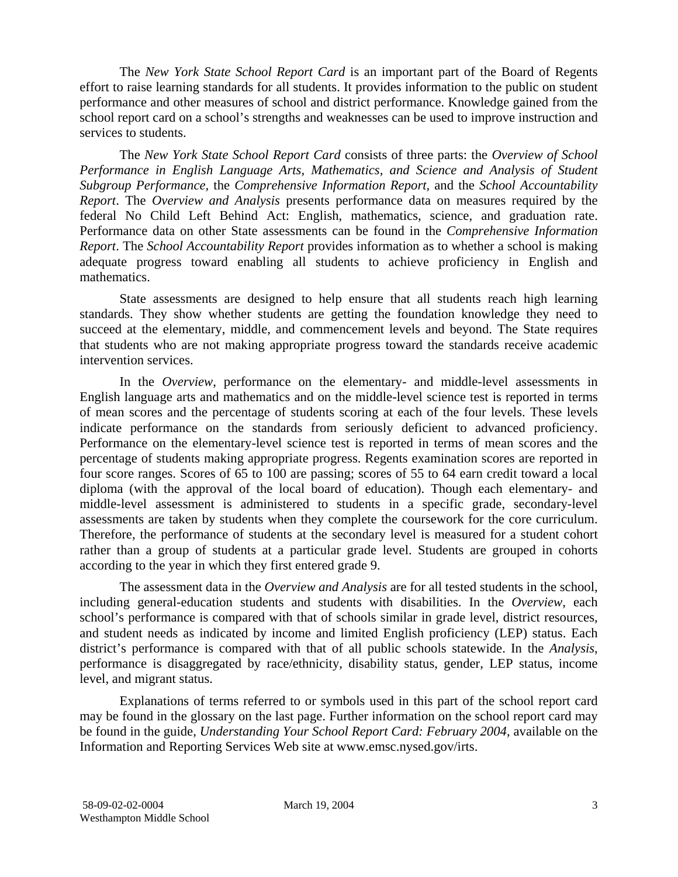The *New York State School Report Card* is an important part of the Board of Regents effort to raise learning standards for all students. It provides information to the public on student performance and other measures of school and district performance. Knowledge gained from the school report card on a school's strengths and weaknesses can be used to improve instruction and services to students.

The *New York State School Report Card* consists of three parts: the *Overview of School Performance in English Language Arts, Mathematics, and Science and Analysis of Student Subgroup Performance,* the *Comprehensive Information Report,* and the *School Accountability Report*. The *Overview and Analysis* presents performance data on measures required by the federal No Child Left Behind Act: English, mathematics, science, and graduation rate. Performance data on other State assessments can be found in the *Comprehensive Information Report*. The *School Accountability Report* provides information as to whether a school is making adequate progress toward enabling all students to achieve proficiency in English and mathematics.

State assessments are designed to help ensure that all students reach high learning standards. They show whether students are getting the foundation knowledge they need to succeed at the elementary, middle, and commencement levels and beyond. The State requires that students who are not making appropriate progress toward the standards receive academic intervention services.

In the *Overview*, performance on the elementary- and middle-level assessments in English language arts and mathematics and on the middle-level science test is reported in terms of mean scores and the percentage of students scoring at each of the four levels. These levels indicate performance on the standards from seriously deficient to advanced proficiency. Performance on the elementary-level science test is reported in terms of mean scores and the percentage of students making appropriate progress. Regents examination scores are reported in four score ranges. Scores of 65 to 100 are passing; scores of 55 to 64 earn credit toward a local diploma (with the approval of the local board of education). Though each elementary- and middle-level assessment is administered to students in a specific grade, secondary-level assessments are taken by students when they complete the coursework for the core curriculum. Therefore, the performance of students at the secondary level is measured for a student cohort rather than a group of students at a particular grade level. Students are grouped in cohorts according to the year in which they first entered grade 9.

The assessment data in the *Overview and Analysis* are for all tested students in the school, including general-education students and students with disabilities. In the *Overview*, each school's performance is compared with that of schools similar in grade level, district resources, and student needs as indicated by income and limited English proficiency (LEP) status. Each district's performance is compared with that of all public schools statewide. In the *Analysis*, performance is disaggregated by race/ethnicity, disability status, gender, LEP status, income level, and migrant status.

Explanations of terms referred to or symbols used in this part of the school report card may be found in the glossary on the last page. Further information on the school report card may be found in the guide, *Understanding Your School Report Card: February 2004*, available on the Information and Reporting Services Web site at www.emsc.nysed.gov/irts.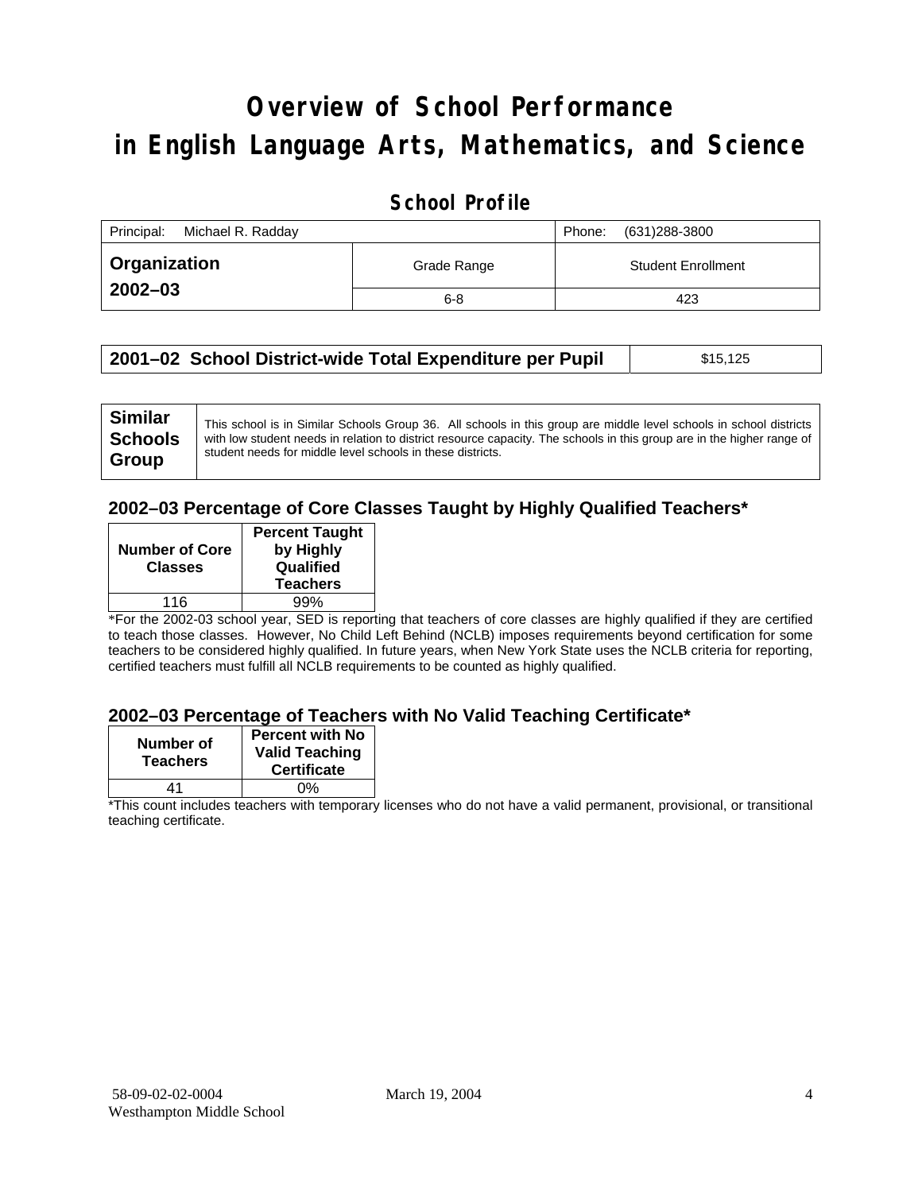# Overview of School Performance in English Language Arts, Mathematics, and Science

## School Profile

| Principal: Michael R. Radday | | Phone: (631)288-3800 |
|---|---|---|
| **Organization 2002–03** | Grade Range | Student Enrollment |
| | 6-8 | 423 |

| **2001–02 School District-wide Total Expenditure per Pupil** | $15,125 |
|---|---|

| **Similar Schools Group** | This school is in Similar Schools Group 36. All schools in this group are middle level schools in school districts with low student needs in relation to district resource capacity. The schools in this group are in the higher range of student needs for middle level schools in these districts. |
|---|---|

### 2002–03 Percentage of Core Classes Taught by Highly Qualified Teachers*

| Number of Core Classes | Percent Taught by Highly Qualified Teachers |
|---|---|
| 116 | 99% |

*For the 2002-03 school year, SED is reporting that teachers of core classes are highly qualified if they are certified to teach those classes. However, No Child Left Behind (NCLB) imposes requirements beyond certification for some teachers to be considered highly qualified. In future years, when New York State uses the NCLB criteria for reporting, certified teachers must fulfill all NCLB requirements to be counted as highly qualified.

### 2002–03 Percentage of Teachers with No Valid Teaching Certificate*

| Number of Teachers | Percent with No Valid Teaching Certificate |
|---|---|
| 41 | 0% |

*This count includes teachers with temporary licenses who do not have a valid permanent, provisional, or transitional teaching certificate.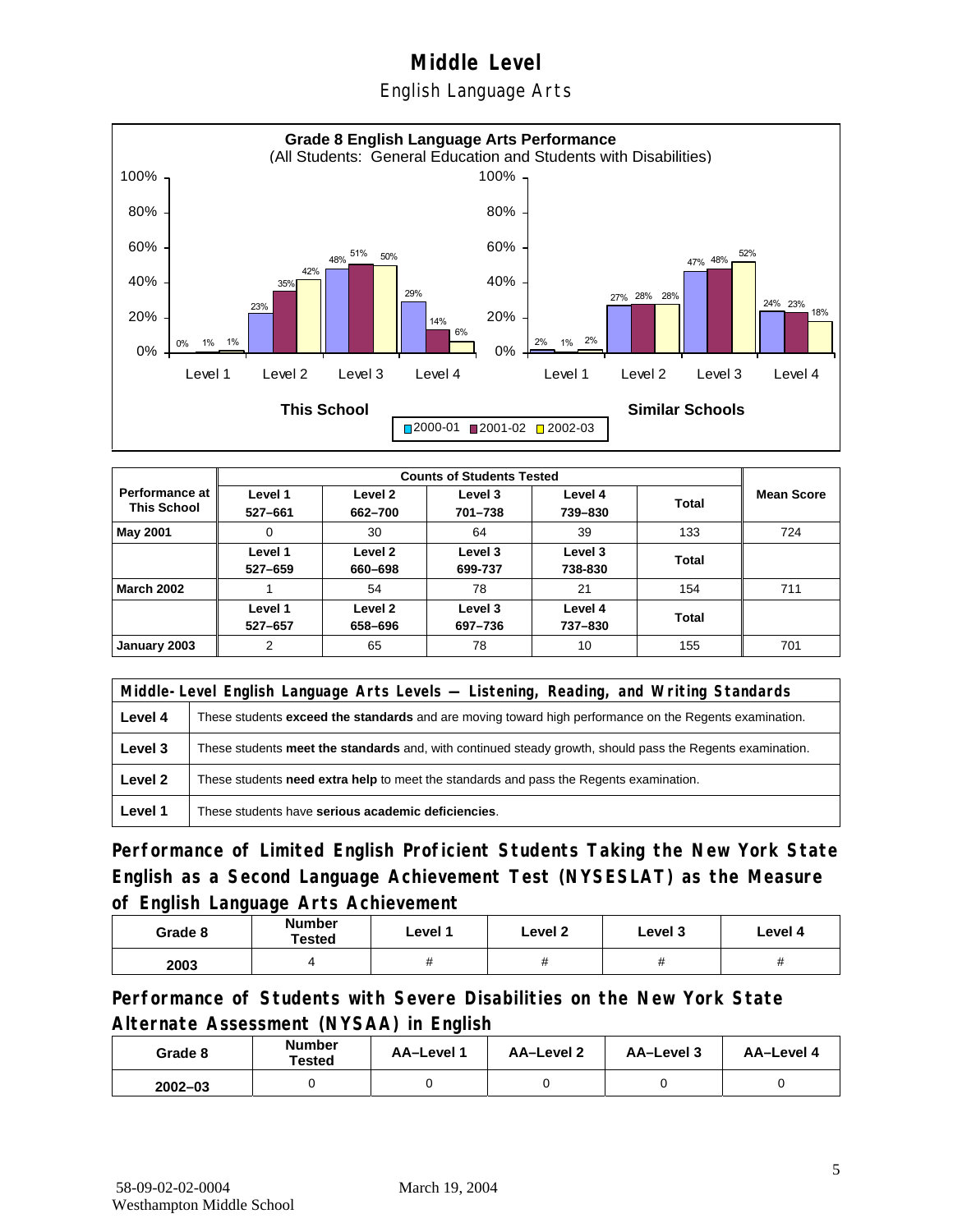# Middle Level

## English Language Arts

**Grade 8 English Language Arts Performance**
(All Students: General Education and Students with Disabilities)

| This School | 2000-01 | 2001-02 | 2002-03 |
|---|---|---|---|
| Level 1 | 0% | 1% | 1% |
| Level 2 | 23% | 35% | 42% |
| Level 3 | 48% | 51% | 50% |
| Level 4 | 29% | 14% | 6% |

| Similar Schools | 2000-01 | 2001-02 | 2002-03 |
|---|---|---|---|
| Level 1 | 2% | 1% | 2% |
| Level 2 | 27% | 28% | 28% |
| Level 3 | 47% | 48% | 52% |
| Level 4 | 24% | 23% | 18% |

| Performance at This School | Counts of Students Tested | | | | | Mean Score |
|---|---|---|---|---|---|---|
| | Level 1 527–661 | Level 2 662–700 | Level 3 701–738 | Level 4 739–830 | Total | |
| **May 2001** | 0 | 30 | 64 | 39 | 133 | 724 |
| | Level 1 527–659 | Level 2 660–698 | Level 3 699-737 | Level 3 738-830 | Total | |
| **March 2002** | 1 | 54 | 78 | 21 | 154 | 711 |
| | Level 1 527–657 | Level 2 658–696 | Level 3 697–736 | Level 4 737–830 | Total | |
| **January 2003** | 2 | 65 | 78 | 10 | 155 | 701 |

| Middle-Level English Language Arts Levels — Listening, Reading, and Writing Standards | |
|---|---|
| **Level 4** | These students **exceed the standards** and are moving toward high performance on the Regents examination. |
| **Level 3** | These students **meet the standards** and, with continued steady growth, should pass the Regents examination. |
| **Level 2** | These students **need extra help** to meet the standards and pass the Regents examination. |
| **Level 1** | These students have **serious academic deficiencies**. |

## Performance of Limited English Proficient Students Taking the New York State English as a Second Language Achievement Test (NYSESLAT) as the Measure of English Language Arts Achievement

| Grade 8 | Number Tested | Level 1 | Level 2 | Level 3 | Level 4 |
|---|---|---|---|---|---|
| 2003 | 4 | # | # | # | # |

## Performance of Students with Severe Disabilities on the New York State Alternate Assessment (NYSAA) in English

| Grade 8 | Number Tested | AA–Level 1 | AA–Level 2 | AA–Level 3 | AA–Level 4 |
|---|---|---|---|---|---|
| 2002–03 | 0 | 0 | 0 | 0 | 0 |

58-09-02-02-0004 Westhampton Middle School — March 19, 2004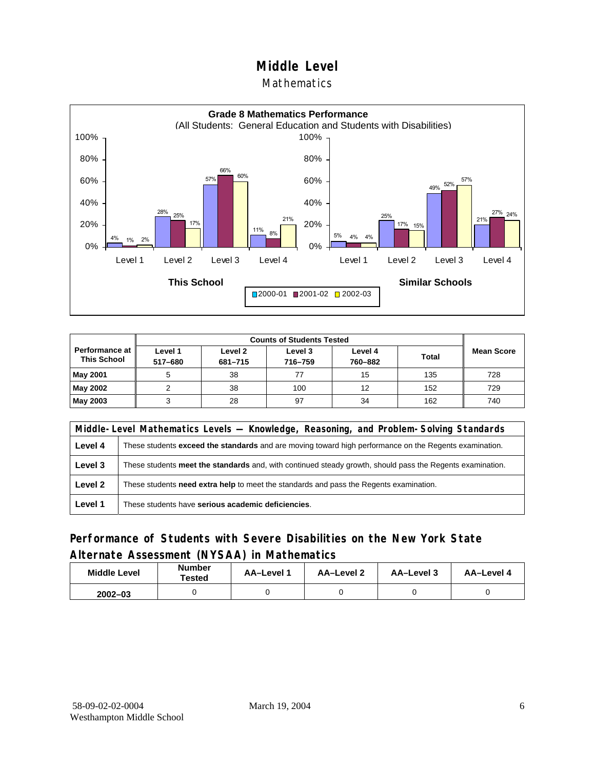# Middle Level

## Mathematics

**Grade 8 Mathematics Performance**
(All Students: General Education and Students with Disabilities)

| | This School 2000-01 | This School 2001-02 | This School 2002-03 | Similar Schools 2000-01 | Similar Schools 2001-02 | Similar Schools 2002-03 |
|---|---|---|---|---|---|---|
| Level 1 | 4% | 1% | 2% | 5% | 4% | 4% |
| Level 2 | 28% | 25% | 17% | 25% | 17% | 15% |
| Level 3 | 57% | 66% | 60% | 49% | 52% | 57% |
| Level 4 | 11% | 8% | 21% | 21% | 27% | 24% |

| Performance at This School | Counts of Students Tested | | | | | Mean Score |
|---|---|---|---|---|---|---|
| | Level 1 517–680 | Level 2 681–715 | Level 3 716–759 | Level 4 760–882 | Total | |
| **May 2001** | 5 | 38 | 77 | 15 | 135 | 728 |
| **May 2002** | 2 | 38 | 100 | 12 | 152 | 729 |
| **May 2003** | 3 | 28 | 97 | 34 | 162 | 740 |

| Middle-Level Mathematics Levels — Knowledge, Reasoning, and Problem-Solving Standards | |
|---|---|
| **Level 4** | These students **exceed the standards** and are moving toward high performance on the Regents examination. |
| **Level 3** | These students **meet the standards** and, with continued steady growth, should pass the Regents examination. |
| **Level 2** | These students **need extra help** to meet the standards and pass the Regents examination. |
| **Level 1** | These students have **serious academic deficiencies**. |

## Performance of Students with Severe Disabilities on the New York State Alternate Assessment (NYSAA) in Mathematics

| Middle Level | Number Tested | AA–Level 1 | AA–Level 2 | AA–Level 3 | AA–Level 4 |
|---|---|---|---|---|---|
| **2002–03** | 0 | 0 | 0 | 0 | 0 |

58-09-02-02-0004
Westhampton Middle School

March 19, 2004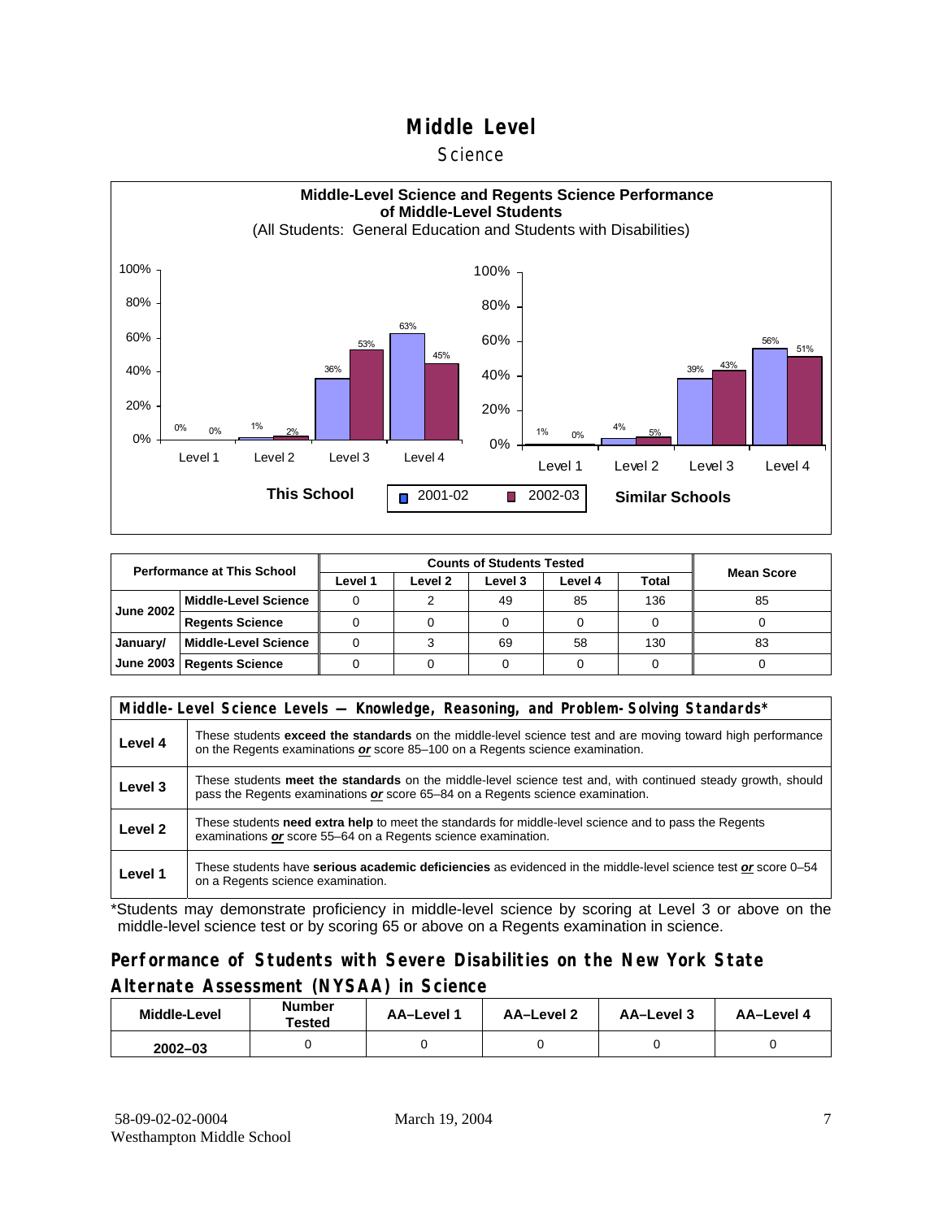# Middle Level

## Science

**Middle-Level Science and Regents Science Performance of Middle-Level Students**

(All Students: General Education and Students with Disabilities)

**This School**

| | 2001-02 | 2002-03 |
|---|---|---|
| Level 1 | 0% | 0% |
| Level 2 | 1% | 2% |
| Level 3 | 36% | 53% |
| Level 4 | 63% | 45% |

**Similar Schools**

| | 2001-02 | 2002-03 |
|---|---|---|
| Level 1 | 1% | 0% |
| Level 2 | 4% | 5% |
| Level 3 | 39% | 43% |
| Level 4 | 56% | 51% |

| Performance at This School | | Counts of Students Tested | | | | | Mean Score |
|---|---|---|---|---|---|---|---|
| | | Level 1 | Level 2 | Level 3 | Level 4 | Total | |
| June 2002 | Middle-Level Science | 0 | 2 | 49 | 85 | 136 | 85 |
| | Regents Science | 0 | 0 | 0 | 0 | 0 | 0 |
| January/ June 2003 | Middle-Level Science | 0 | 3 | 69 | 58 | 130 | 83 |
| | Regents Science | 0 | 0 | 0 | 0 | 0 | 0 |

| Middle-Level Science Levels — Knowledge, Reasoning, and Problem-Solving Standards* | |
|---|---|
| Level 4 | These students **exceed the standards** on the middle-level science test and are moving toward high performance on the Regents examinations ***or*** score 85–100 on a Regents science examination. |
| Level 3 | These students **meet the standards** on the middle-level science test and, with continued steady growth, should pass the Regents examinations ***or*** score 65–84 on a Regents science examination. |
| Level 2 | These students **need extra help** to meet the standards for middle-level science and to pass the Regents examinations ***or*** score 55–64 on a Regents science examination. |
| Level 1 | These students have **serious academic deficiencies** as evidenced in the middle-level science test ***or*** score 0–54 on a Regents science examination. |

*Students may demonstrate proficiency in middle-level science by scoring at Level 3 or above on the middle-level science test or by scoring 65 or above on a Regents examination in science.

## Performance of Students with Severe Disabilities on the New York State Alternate Assessment (NYSAA) in Science

| Middle-Level | Number Tested | AA–Level 1 | AA–Level 2 | AA–Level 3 | AA–Level 4 |
|---|---|---|---|---|---|
| 2002–03 | 0 | 0 | 0 | 0 | 0 |

58-09-02-02-0004
Westhampton Middle School

March 19, 2004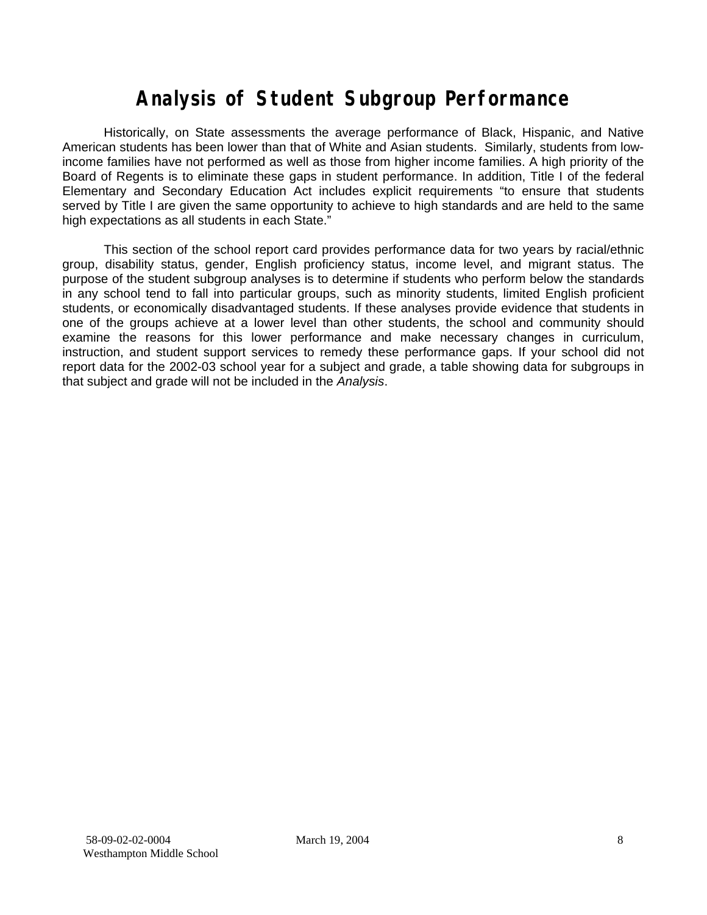# Analysis of Student Subgroup Performance

Historically, on State assessments the average performance of Black, Hispanic, and Native American students has been lower than that of White and Asian students. Similarly, students from low-income families have not performed as well as those from higher income families. A high priority of the Board of Regents is to eliminate these gaps in student performance. In addition, Title I of the federal Elementary and Secondary Education Act includes explicit requirements "to ensure that students served by Title I are given the same opportunity to achieve to high standards and are held to the same high expectations as all students in each State."

This section of the school report card provides performance data for two years by racial/ethnic group, disability status, gender, English proficiency status, income level, and migrant status. The purpose of the student subgroup analyses is to determine if students who perform below the standards in any school tend to fall into particular groups, such as minority students, limited English proficient students, or economically disadvantaged students. If these analyses provide evidence that students in one of the groups achieve at a lower level than other students, the school and community should examine the reasons for this lower performance and make necessary changes in curriculum, instruction, and student support services to remedy these performance gaps. If your school did not report data for the 2002-03 school year for a subject and grade, a table showing data for subgroups in that subject and grade will not be included in the *Analysis*.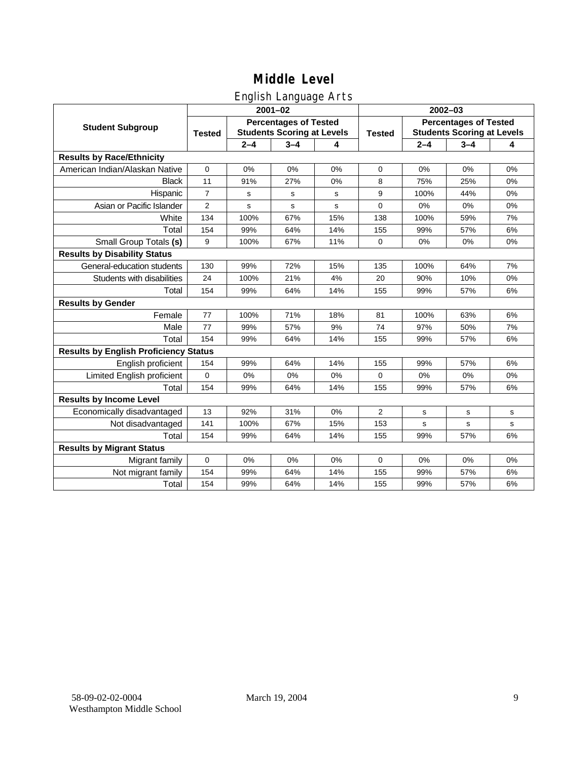# Middle Level

## English Language Arts

| Student Subgroup | 2001–02 | | | | 2002–03 | | | |
|---|---|---|---|---|---|---|---|---|
| | Tested | Percentages of Tested Students Scoring at Levels | | | Tested | Percentages of Tested Students Scoring at Levels | | |
| | | 2–4 | 3–4 | 4 | | 2–4 | 3–4 | 4 |
| **Results by Race/Ethnicity** | | | | | | | | |
| American Indian/Alaskan Native | 0 | 0% | 0% | 0% | 0 | 0% | 0% | 0% |
| Black | 11 | 91% | 27% | 0% | 8 | 75% | 25% | 0% |
| Hispanic | 7 | s | s | s | 9 | 100% | 44% | 0% |
| Asian or Pacific Islander | 2 | s | s | s | 0 | 0% | 0% | 0% |
| White | 134 | 100% | 67% | 15% | 138 | 100% | 59% | 7% |
| Total | 154 | 99% | 64% | 14% | 155 | 99% | 57% | 6% |
| Small Group Totals **(s)** | 9 | 100% | 67% | 11% | 0 | 0% | 0% | 0% |
| **Results by Disability Status** | | | | | | | | |
| General-education students | 130 | 99% | 72% | 15% | 135 | 100% | 64% | 7% |
| Students with disabilities | 24 | 100% | 21% | 4% | 20 | 90% | 10% | 0% |
| Total | 154 | 99% | 64% | 14% | 155 | 99% | 57% | 6% |
| **Results by Gender** | | | | | | | | |
| Female | 77 | 100% | 71% | 18% | 81 | 100% | 63% | 6% |
| Male | 77 | 99% | 57% | 9% | 74 | 97% | 50% | 7% |
| Total | 154 | 99% | 64% | 14% | 155 | 99% | 57% | 6% |
| **Results by English Proficiency Status** | | | | | | | | |
| English proficient | 154 | 99% | 64% | 14% | 155 | 99% | 57% | 6% |
| Limited English proficient | 0 | 0% | 0% | 0% | 0 | 0% | 0% | 0% |
| Total | 154 | 99% | 64% | 14% | 155 | 99% | 57% | 6% |
| **Results by Income Level** | | | | | | | | |
| Economically disadvantaged | 13 | 92% | 31% | 0% | 2 | s | s | s |
| Not disadvantaged | 141 | 100% | 67% | 15% | 153 | s | s | s |
| Total | 154 | 99% | 64% | 14% | 155 | 99% | 57% | 6% |
| **Results by Migrant Status** | | | | | | | | |
| Migrant family | 0 | 0% | 0% | 0% | 0 | 0% | 0% | 0% |
| Not migrant family | 154 | 99% | 64% | 14% | 155 | 99% | 57% | 6% |
| Total | 154 | 99% | 64% | 14% | 155 | 99% | 57% | 6% |

58-09-02-02-0004
Westhampton Middle School

March 19, 2004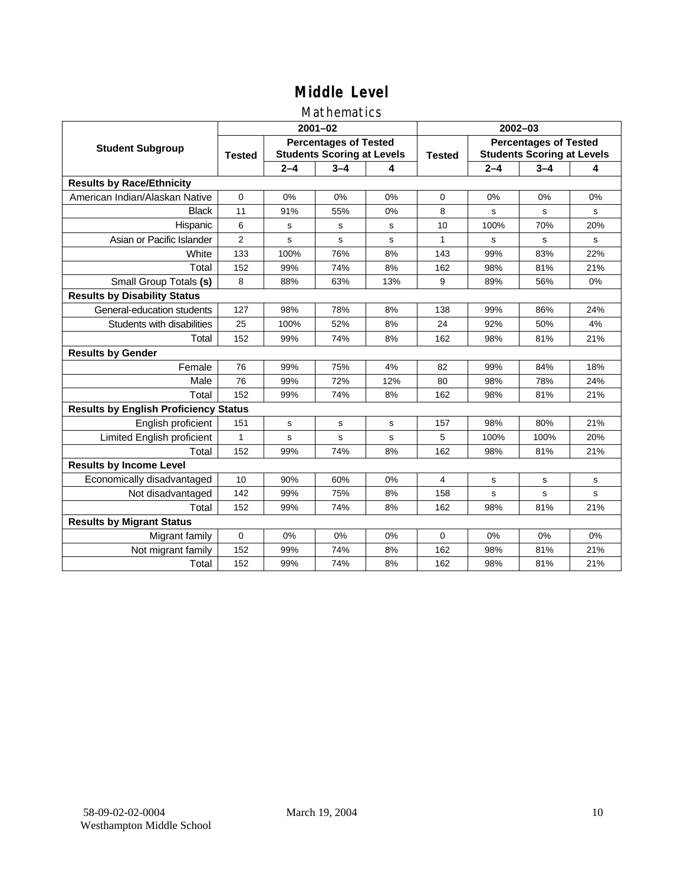# Middle Level

## Mathematics

| Student Subgroup | 2001–02 | | | | 2002–03 | | | |
|---|---|---|---|---|---|---|---|---|
| | Tested | Percentages of Tested Students Scoring at Levels | | | Tested | Percentages of Tested Students Scoring at Levels | | |
| | | 2–4 | 3–4 | 4 | | 2–4 | 3–4 | 4 |
| **Results by Race/Ethnicity** | | | | | | | | |
| American Indian/Alaskan Native | 0 | 0% | 0% | 0% | 0 | 0% | 0% | 0% |
| Black | 11 | 91% | 55% | 0% | 8 | s | s | s |
| Hispanic | 6 | s | s | s | 10 | 100% | 70% | 20% |
| Asian or Pacific Islander | 2 | s | s | s | 1 | s | s | s |
| White | 133 | 100% | 76% | 8% | 143 | 99% | 83% | 22% |
| Total | 152 | 99% | 74% | 8% | 162 | 98% | 81% | 21% |
| Small Group Totals **(s)** | 8 | 88% | 63% | 13% | 9 | 89% | 56% | 0% |
| **Results by Disability Status** | | | | | | | | |
| General-education students | 127 | 98% | 78% | 8% | 138 | 99% | 86% | 24% |
| Students with disabilities | 25 | 100% | 52% | 8% | 24 | 92% | 50% | 4% |
| Total | 152 | 99% | 74% | 8% | 162 | 98% | 81% | 21% |
| **Results by Gender** | | | | | | | | |
| Female | 76 | 99% | 75% | 4% | 82 | 99% | 84% | 18% |
| Male | 76 | 99% | 72% | 12% | 80 | 98% | 78% | 24% |
| Total | 152 | 99% | 74% | 8% | 162 | 98% | 81% | 21% |
| **Results by English Proficiency Status** | | | | | | | | |
| English proficient | 151 | s | s | s | 157 | 98% | 80% | 21% |
| Limited English proficient | 1 | s | s | s | 5 | 100% | 100% | 20% |
| Total | 152 | 99% | 74% | 8% | 162 | 98% | 81% | 21% |
| **Results by Income Level** | | | | | | | | |
| Economically disadvantaged | 10 | 90% | 60% | 0% | 4 | s | s | s |
| Not disadvantaged | 142 | 99% | 75% | 8% | 158 | s | s | s |
| Total | 152 | 99% | 74% | 8% | 162 | 98% | 81% | 21% |
| **Results by Migrant Status** | | | | | | | | |
| Migrant family | 0 | 0% | 0% | 0% | 0 | 0% | 0% | 0% |
| Not migrant family | 152 | 99% | 74% | 8% | 162 | 98% | 81% | 21% |
| Total | 152 | 99% | 74% | 8% | 162 | 98% | 81% | 21% |

58-09-02-02-0004 March 19, 2004
Westhampton Middle School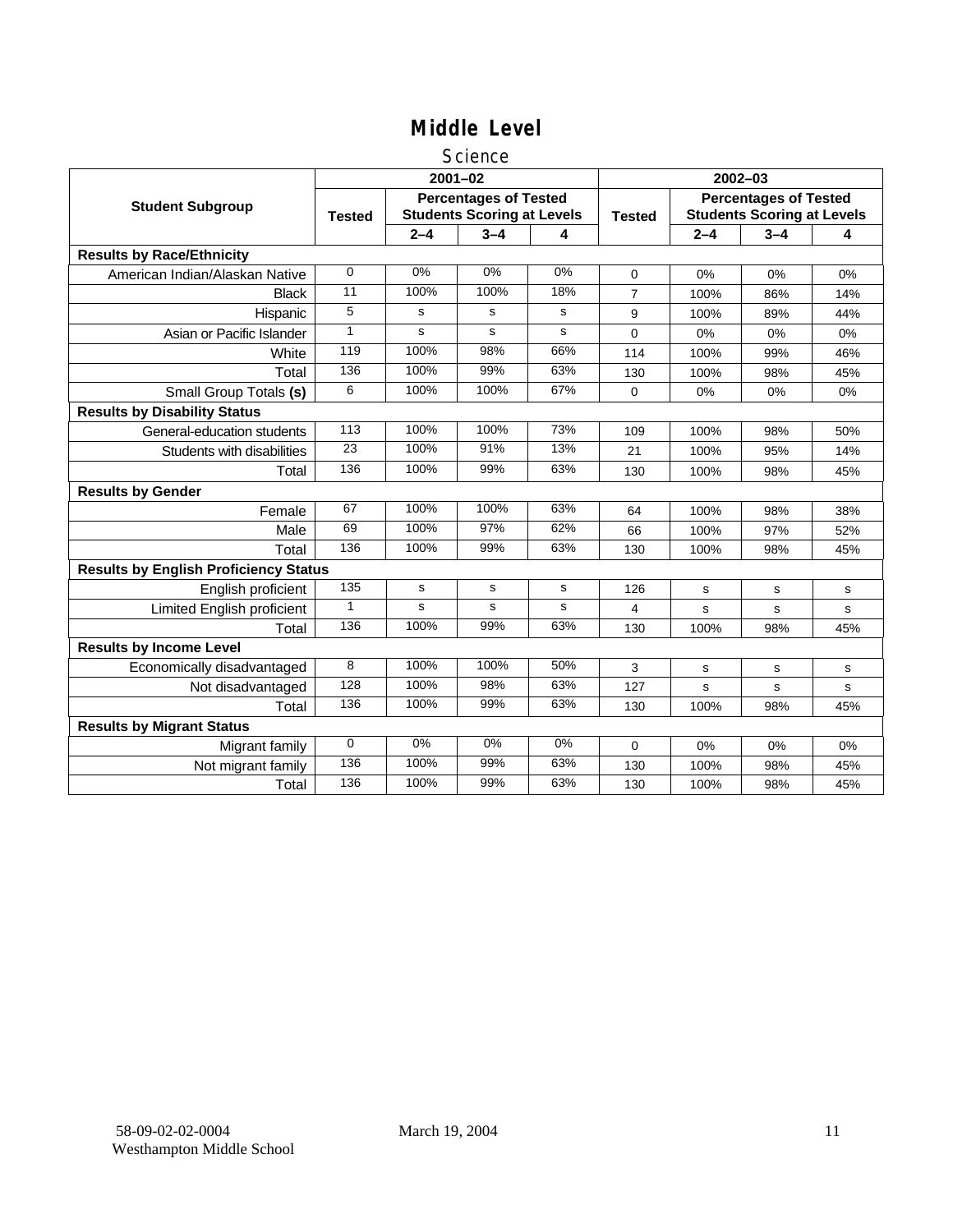# Middle Level

## Science

| Student Subgroup | 2001–02 | | | | 2002–03 | | | |
|---|---|---|---|---|---|---|---|---|
| | Tested | Percentages of Tested Students Scoring at Levels | | | Tested | Percentages of Tested Students Scoring at Levels | | |
| | | 2–4 | 3–4 | 4 | | 2–4 | 3–4 | 4 |
| **Results by Race/Ethnicity** | | | | | | | | |
| American Indian/Alaskan Native | 0 | 0% | 0% | 0% | 0 | 0% | 0% | 0% |
| Black | 11 | 100% | 100% | 18% | 7 | 100% | 86% | 14% |
| Hispanic | 5 | s | s | s | 9 | 100% | 89% | 44% |
| Asian or Pacific Islander | 1 | s | s | s | 0 | 0% | 0% | 0% |
| White | 119 | 100% | 98% | 66% | 114 | 100% | 99% | 46% |
| Total | 136 | 100% | 99% | 63% | 130 | 100% | 98% | 45% |
| Small Group Totals **(s)** | 6 | 100% | 100% | 67% | 0 | 0% | 0% | 0% |
| **Results by Disability Status** | | | | | | | | |
| General-education students | 113 | 100% | 100% | 73% | 109 | 100% | 98% | 50% |
| Students with disabilities | 23 | 100% | 91% | 13% | 21 | 100% | 95% | 14% |
| Total | 136 | 100% | 99% | 63% | 130 | 100% | 98% | 45% |
| **Results by Gender** | | | | | | | | |
| Female | 67 | 100% | 100% | 63% | 64 | 100% | 98% | 38% |
| Male | 69 | 100% | 97% | 62% | 66 | 100% | 97% | 52% |
| Total | 136 | 100% | 99% | 63% | 130 | 100% | 98% | 45% |
| **Results by English Proficiency Status** | | | | | | | | |
| English proficient | 135 | s | s | s | 126 | s | s | s |
| Limited English proficient | 1 | s | s | s | 4 | s | s | s |
| Total | 136 | 100% | 99% | 63% | 130 | 100% | 98% | 45% |
| **Results by Income Level** | | | | | | | | |
| Economically disadvantaged | 8 | 100% | 100% | 50% | 3 | s | s | s |
| Not disadvantaged | 128 | 100% | 98% | 63% | 127 | s | s | s |
| Total | 136 | 100% | 99% | 63% | 130 | 100% | 98% | 45% |
| **Results by Migrant Status** | | | | | | | | |
| Migrant family | 0 | 0% | 0% | 0% | 0 | 0% | 0% | 0% |
| Not migrant family | 136 | 100% | 99% | 63% | 130 | 100% | 98% | 45% |
| Total | 136 | 100% | 99% | 63% | 130 | 100% | 98% | 45% |

58-09-02-02-0004 Westhampton Middle School

March 19, 2004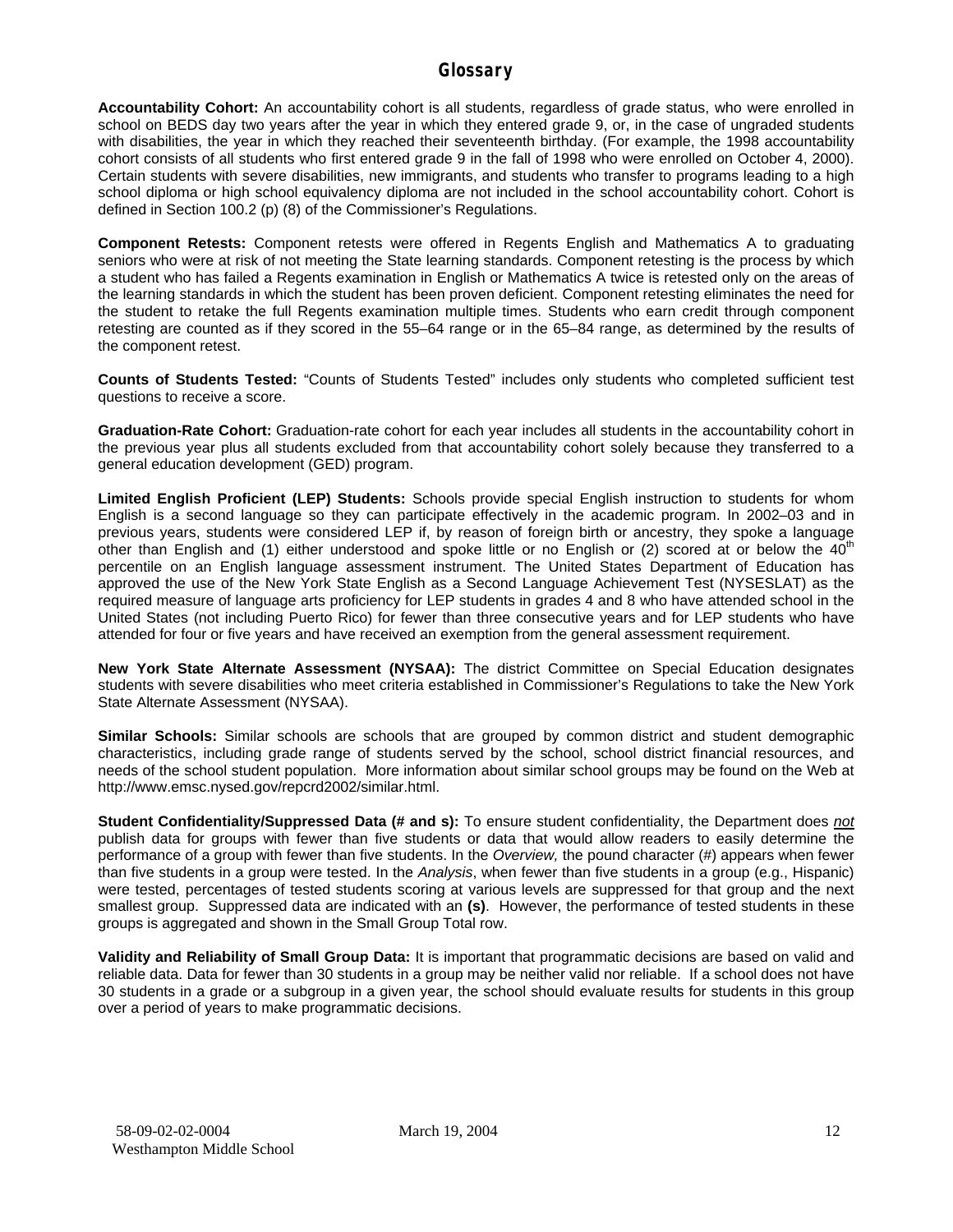# Glossary

**Accountability Cohort:** An accountability cohort is all students, regardless of grade status, who were enrolled in school on BEDS day two years after the year in which they entered grade 9, or, in the case of ungraded students with disabilities, the year in which they reached their seventeenth birthday. (For example, the 1998 accountability cohort consists of all students who first entered grade 9 in the fall of 1998 who were enrolled on October 4, 2000). Certain students with severe disabilities, new immigrants, and students who transfer to programs leading to a high school diploma or high school equivalency diploma are not included in the school accountability cohort. Cohort is defined in Section 100.2 (p) (8) of the Commissioner's Regulations.

**Component Retests:** Component retests were offered in Regents English and Mathematics A to graduating seniors who were at risk of not meeting the State learning standards. Component retesting is the process by which a student who has failed a Regents examination in English or Mathematics A twice is retested only on the areas of the learning standards in which the student has been proven deficient. Component retesting eliminates the need for the student to retake the full Regents examination multiple times. Students who earn credit through component retesting are counted as if they scored in the 55–64 range or in the 65–84 range, as determined by the results of the component retest.

**Counts of Students Tested:** "Counts of Students Tested" includes only students who completed sufficient test questions to receive a score.

**Graduation-Rate Cohort:** Graduation-rate cohort for each year includes all students in the accountability cohort in the previous year plus all students excluded from that accountability cohort solely because they transferred to a general education development (GED) program.

**Limited English Proficient (LEP) Students:** Schools provide special English instruction to students for whom English is a second language so they can participate effectively in the academic program. In 2002–03 and in previous years, students were considered LEP if, by reason of foreign birth or ancestry, they spoke a language other than English and (1) either understood and spoke little or no English or (2) scored at or below the 40th percentile on an English language assessment instrument. The United States Department of Education has approved the use of the New York State English as a Second Language Achievement Test (NYSESLAT) as the required measure of language arts proficiency for LEP students in grades 4 and 8 who have attended school in the United States (not including Puerto Rico) for fewer than three consecutive years and for LEP students who have attended for four or five years and have received an exemption from the general assessment requirement.

**New York State Alternate Assessment (NYSAA):** The district Committee on Special Education designates students with severe disabilities who meet criteria established in Commissioner's Regulations to take the New York State Alternate Assessment (NYSAA).

**Similar Schools:** Similar schools are schools that are grouped by common district and student demographic characteristics, including grade range of students served by the school, school district financial resources, and needs of the school student population. More information about similar school groups may be found on the Web at http://www.emsc.nysed.gov/repcrd2002/similar.html.

**Student Confidentiality/Suppressed Data (# and s):** To ensure student confidentiality, the Department does *not* publish data for groups with fewer than five students or data that would allow readers to easily determine the performance of a group with fewer than five students. In the *Overview,* the pound character (#) appears when fewer than five students in a group were tested. In the *Analysis*, when fewer than five students in a group (e.g., Hispanic) were tested, percentages of tested students scoring at various levels are suppressed for that group and the next smallest group. Suppressed data are indicated with an **(s)**. However, the performance of tested students in these groups is aggregated and shown in the Small Group Total row.

**Validity and Reliability of Small Group Data:** It is important that programmatic decisions are based on valid and reliable data. Data for fewer than 30 students in a group may be neither valid nor reliable. If a school does not have 30 students in a grade or a subgroup in a given year, the school should evaluate results for students in this group over a period of years to make programmatic decisions.